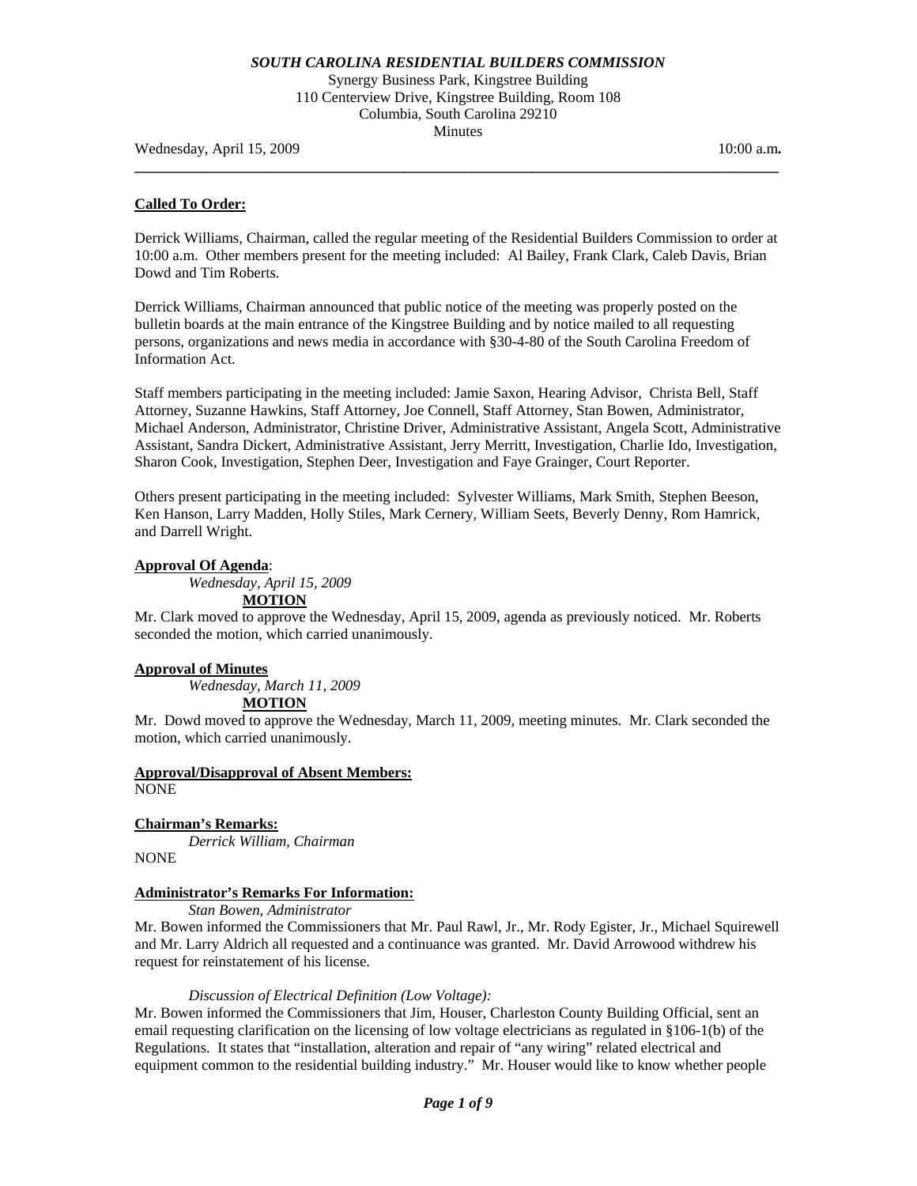***SOUTH CAROLINA RESIDENTIAL BUILDERS COMMISSION***

Synergy Business Park, Kingstree Building
110 Centerview Drive, Kingstree Building, Room 108
Columbia, South Carolina 29210
Minutes

Wednesday, April 15, 2009 10:00 a.m**.**

---

**Called To Order:**

Derrick Williams, Chairman, called the regular meeting of the Residential Builders Commission to order at 10:00 a.m. Other members present for the meeting included: Al Bailey, Frank Clark, Caleb Davis, Brian Dowd and Tim Roberts.

Derrick Williams, Chairman announced that public notice of the meeting was properly posted on the bulletin boards at the main entrance of the Kingstree Building and by notice mailed to all requesting persons, organizations and news media in accordance with §30-4-80 of the South Carolina Freedom of Information Act.

Staff members participating in the meeting included: Jamie Saxon, Hearing Advisor, Christa Bell, Staff Attorney, Suzanne Hawkins, Staff Attorney, Joe Connell, Staff Attorney, Stan Bowen, Administrator, Michael Anderson, Administrator, Christine Driver, Administrative Assistant, Angela Scott, Administrative Assistant, Sandra Dickert, Administrative Assistant, Jerry Merritt, Investigation, Charlie Ido, Investigation, Sharon Cook, Investigation, Stephen Deer, Investigation and Faye Grainger, Court Reporter.

Others present participating in the meeting included: Sylvester Williams, Mark Smith, Stephen Beeson, Ken Hanson, Larry Madden, Holly Stiles, Mark Cernery, William Seets, Beverly Denny, Rom Hamrick, and Darrell Wright.

**Approval Of Agenda**:

*Wednesday, April 15, 2009*

**MOTION**

Mr. Clark moved to approve the Wednesday, April 15, 2009, agenda as previously noticed. Mr. Roberts seconded the motion, which carried unanimously.

**Approval of Minutes**

*Wednesday, March 11, 2009*

**MOTION**

Mr. Dowd moved to approve the Wednesday, March 11, 2009, meeting minutes. Mr. Clark seconded the motion, which carried unanimously.

**Approval/Disapproval of Absent Members:**

NONE

**Chairman's Remarks:**

*Derrick William, Chairman*

NONE

**Administrator's Remarks For Information:**

*Stan Bowen, Administrator*

Mr. Bowen informed the Commissioners that Mr. Paul Rawl, Jr., Mr. Rody Egister, Jr., Michael Squirewell and Mr. Larry Aldrich all requested and a continuance was granted. Mr. David Arrowood withdrew his request for reinstatement of his license.

*Discussion of Electrical Definition (Low Voltage):*

Mr. Bowen informed the Commissioners that Jim, Houser, Charleston County Building Official, sent an email requesting clarification on the licensing of low voltage electricians as regulated in §106-1(b) of the Regulations. It states that "installation, alteration and repair of "any wiring" related electrical and equipment common to the residential building industry." Mr. Houser would like to know whether people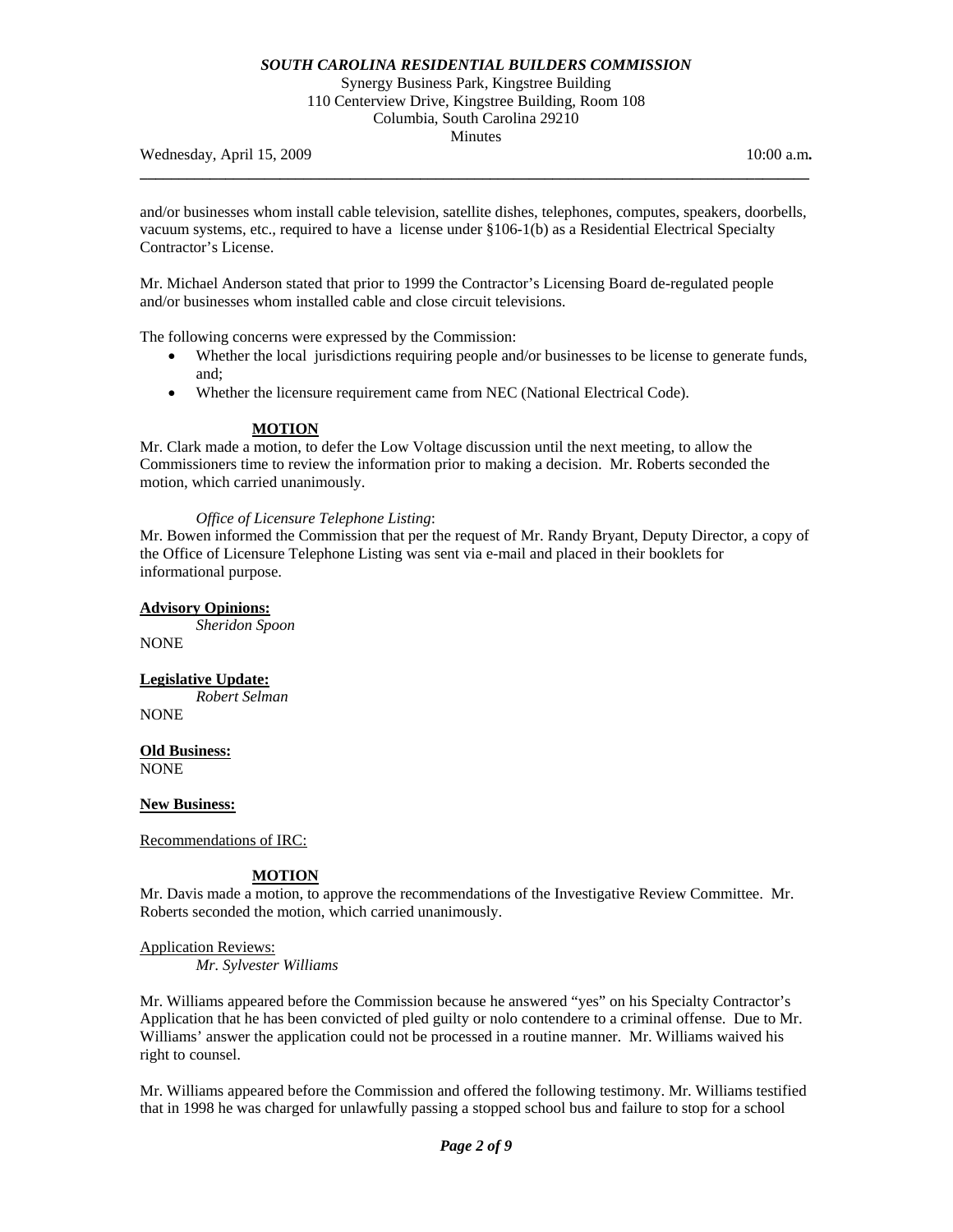and/or businesses whom install cable television, satellite dishes, telephones, computes, speakers, doorbells, vacuum systems, etc., required to have a license under §106-1(b) as a Residential Electrical Specialty Contractor's License.

Mr. Michael Anderson stated that prior to 1999 the Contractor's Licensing Board de-regulated people and/or businesses whom installed cable and close circuit televisions.

The following concerns were expressed by the Commission:

- Whether the local jurisdictions requiring people and/or businesses to be license to generate funds, and;
- Whether the licensure requirement came from NEC (National Electrical Code).

**MOTION**

Mr. Clark made a motion, to defer the Low Voltage discussion until the next meeting, to allow the Commissioners time to review the information prior to making a decision. Mr. Roberts seconded the motion, which carried unanimously.

*Office of Licensure Telephone Listing*:

Mr. Bowen informed the Commission that per the request of Mr. Randy Bryant, Deputy Director, a copy of the Office of Licensure Telephone Listing was sent via e-mail and placed in their booklets for informational purpose.

**Advisory Opinions:**

*Sheridon Spoon*

NONE

**Legislative Update:**

*Robert Selman*

NONE

**Old Business:**

NONE

**New Business:**

Recommendations of IRC:

**MOTION**

Mr. Davis made a motion, to approve the recommendations of the Investigative Review Committee. Mr. Roberts seconded the motion, which carried unanimously.

Application Reviews:

*Mr. Sylvester Williams*

Mr. Williams appeared before the Commission because he answered "yes" on his Specialty Contractor's Application that he has been convicted of pled guilty or nolo contendere to a criminal offense. Due to Mr. Williams' answer the application could not be processed in a routine manner. Mr. Williams waived his right to counsel.

Mr. Williams appeared before the Commission and offered the following testimony. Mr. Williams testified that in 1998 he was charged for unlawfully passing a stopped school bus and failure to stop for a school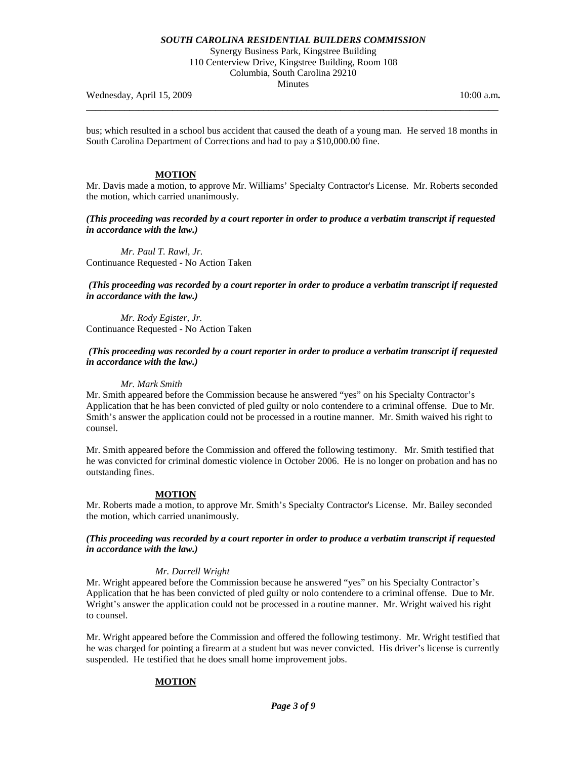bus; which resulted in a school bus accident that caused the death of a young man. He served 18 months in South Carolina Department of Corrections and had to pay a $10,000.00 fine.

**MOTION**

Mr. Davis made a motion, to approve Mr. Williams' Specialty Contractor's License. Mr. Roberts seconded the motion, which carried unanimously.

***(This proceeding was recorded by a court reporter in order to produce a verbatim transcript if requested in accordance with the law.)***

*Mr. Paul T. Rawl, Jr.*

Continuance Requested - No Action Taken

***(This proceeding was recorded by a court reporter in order to produce a verbatim transcript if requested in accordance with the law.)***

*Mr. Rody Egister, Jr.*

Continuance Requested - No Action Taken

***(This proceeding was recorded by a court reporter in order to produce a verbatim transcript if requested in accordance with the law.)***

*Mr. Mark Smith*

Mr. Smith appeared before the Commission because he answered "yes" on his Specialty Contractor's Application that he has been convicted of pled guilty or nolo contendere to a criminal offense. Due to Mr. Smith's answer the application could not be processed in a routine manner. Mr. Smith waived his right to counsel.

Mr. Smith appeared before the Commission and offered the following testimony. Mr. Smith testified that he was convicted for criminal domestic violence in October 2006. He is no longer on probation and has no outstanding fines.

**MOTION**

Mr. Roberts made a motion, to approve Mr. Smith's Specialty Contractor's License. Mr. Bailey seconded the motion, which carried unanimously.

***(This proceeding was recorded by a court reporter in order to produce a verbatim transcript if requested in accordance with the law.)***

*Mr. Darrell Wright*

Mr. Wright appeared before the Commission because he answered "yes" on his Specialty Contractor's Application that he has been convicted of pled guilty or nolo contendere to a criminal offense. Due to Mr. Wright's answer the application could not be processed in a routine manner. Mr. Wright waived his right to counsel.

Mr. Wright appeared before the Commission and offered the following testimony. Mr. Wright testified that he was charged for pointing a firearm at a student but was never convicted. His driver's license is currently suspended. He testified that he does small home improvement jobs.

**MOTION**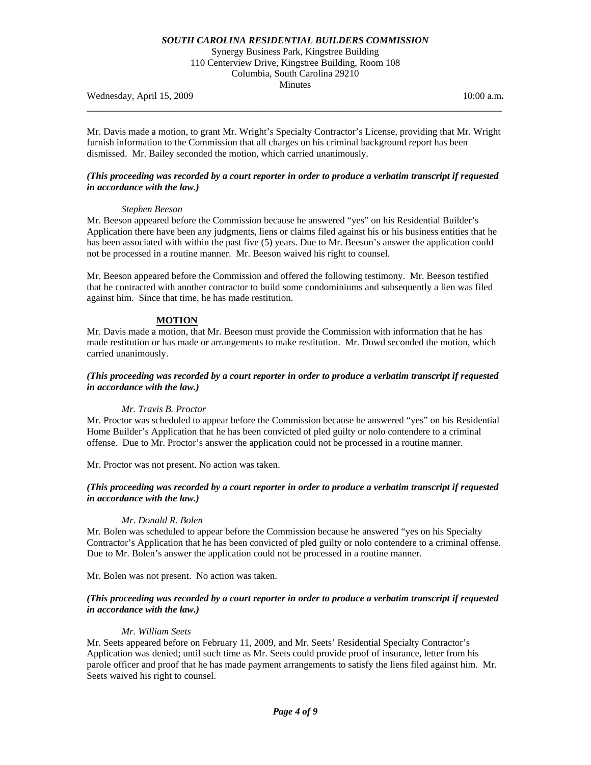Mr. Davis made a motion, to grant Mr. Wright's Specialty Contractor's License, providing that Mr. Wright furnish information to the Commission that all charges on his criminal background report has been dismissed. Mr. Bailey seconded the motion, which carried unanimously.

***(This proceeding was recorded by a court reporter in order to produce a verbatim transcript if requested in accordance with the law.)***

*Stephen Beeson*

Mr. Beeson appeared before the Commission because he answered "yes" on his Residential Builder's Application there have been any judgments, liens or claims filed against his or his business entities that he has been associated with within the past five (5) years. Due to Mr. Beeson's answer the application could not be processed in a routine manner. Mr. Beeson waived his right to counsel.

Mr. Beeson appeared before the Commission and offered the following testimony. Mr. Beeson testified that he contracted with another contractor to build some condominiums and subsequently a lien was filed against him. Since that time, he has made restitution.

**MOTION**

Mr. Davis made a motion, that Mr. Beeson must provide the Commission with information that he has made restitution or has made or arrangements to make restitution. Mr. Dowd seconded the motion, which carried unanimously.

***(This proceeding was recorded by a court reporter in order to produce a verbatim transcript if requested in accordance with the law.)***

*Mr. Travis B. Proctor*

Mr. Proctor was scheduled to appear before the Commission because he answered "yes" on his Residential Home Builder's Application that he has been convicted of pled guilty or nolo contendere to a criminal offense. Due to Mr. Proctor's answer the application could not be processed in a routine manner.

Mr. Proctor was not present. No action was taken.

***(This proceeding was recorded by a court reporter in order to produce a verbatim transcript if requested in accordance with the law.)***

*Mr. Donald R. Bolen*

Mr. Bolen was scheduled to appear before the Commission because he answered "yes on his Specialty Contractor's Application that he has been convicted of pled guilty or nolo contendere to a criminal offense. Due to Mr. Bolen's answer the application could not be processed in a routine manner.

Mr. Bolen was not present. No action was taken.

***(This proceeding was recorded by a court reporter in order to produce a verbatim transcript if requested in accordance with the law.)***

*Mr. William Seets*

Mr. Seets appeared before on February 11, 2009, and Mr. Seets' Residential Specialty Contractor's Application was denied; until such time as Mr. Seets could provide proof of insurance, letter from his parole officer and proof that he has made payment arrangements to satisfy the liens filed against him. Mr. Seets waived his right to counsel.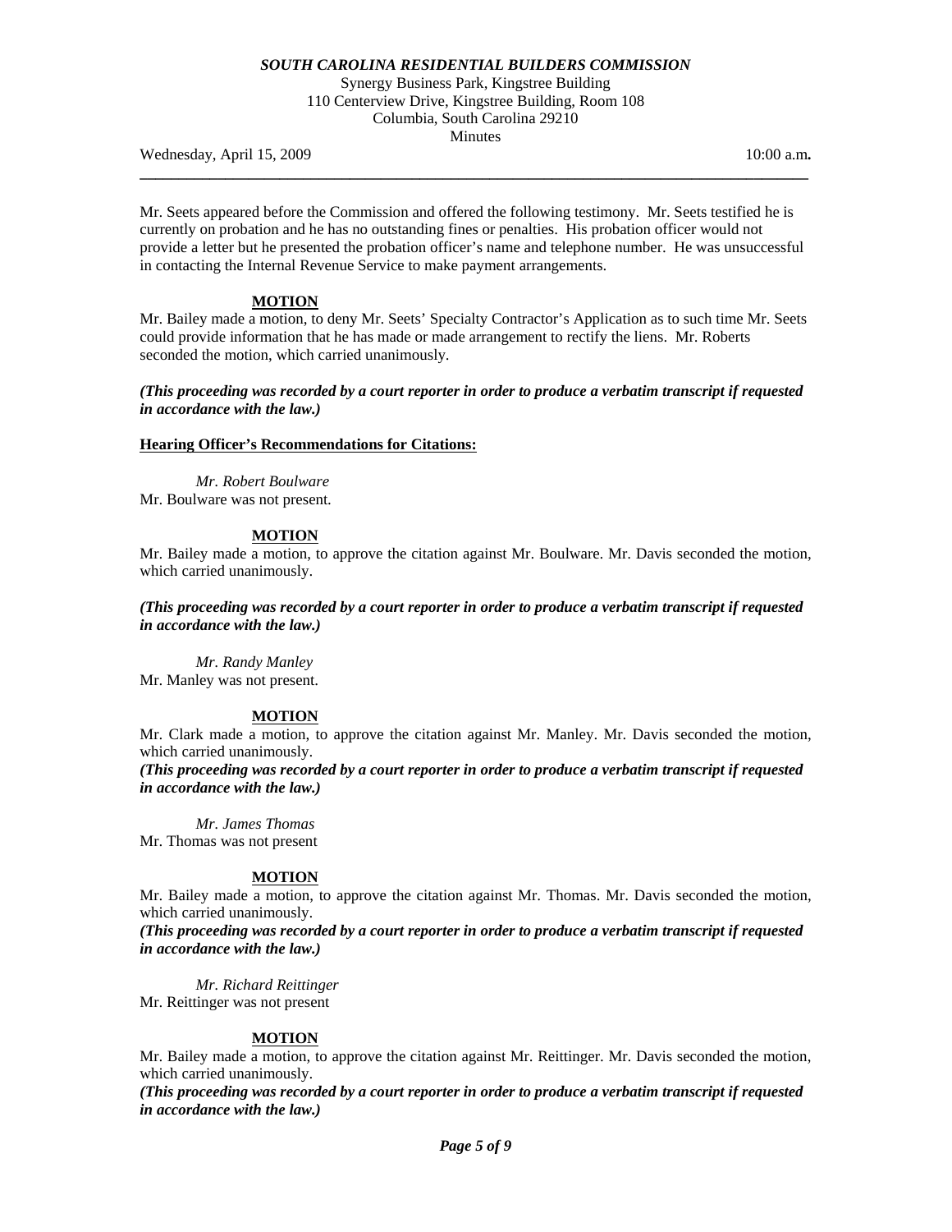Mr. Seets appeared before the Commission and offered the following testimony. Mr. Seets testified he is currently on probation and he has no outstanding fines or penalties. His probation officer would not provide a letter but he presented the probation officer's name and telephone number. He was unsuccessful in contacting the Internal Revenue Service to make payment arrangements.

**MOTION**

Mr. Bailey made a motion, to deny Mr. Seets' Specialty Contractor's Application as to such time Mr. Seets could provide information that he has made or made arrangement to rectify the liens. Mr. Roberts seconded the motion, which carried unanimously.

***(This proceeding was recorded by a court reporter in order to produce a verbatim transcript if requested in accordance with the law.)***

**Hearing Officer's Recommendations for Citations:**

*Mr. Robert Boulware*

Mr. Boulware was not present.

**MOTION**

Mr. Bailey made a motion, to approve the citation against Mr. Boulware. Mr. Davis seconded the motion, which carried unanimously.

***(This proceeding was recorded by a court reporter in order to produce a verbatim transcript if requested in accordance with the law.)***

*Mr. Randy Manley*

Mr. Manley was not present.

**MOTION**

Mr. Clark made a motion, to approve the citation against Mr. Manley. Mr. Davis seconded the motion, which carried unanimously.

***(This proceeding was recorded by a court reporter in order to produce a verbatim transcript if requested in accordance with the law.)***

*Mr. James Thomas*

Mr. Thomas was not present

**MOTION**

Mr. Bailey made a motion, to approve the citation against Mr. Thomas. Mr. Davis seconded the motion, which carried unanimously.

***(This proceeding was recorded by a court reporter in order to produce a verbatim transcript if requested in accordance with the law.)***

*Mr. Richard Reittinger*

Mr. Reittinger was not present

**MOTION**

Mr. Bailey made a motion, to approve the citation against Mr. Reittinger. Mr. Davis seconded the motion, which carried unanimously.

***(This proceeding was recorded by a court reporter in order to produce a verbatim transcript if requested in accordance with the law.)***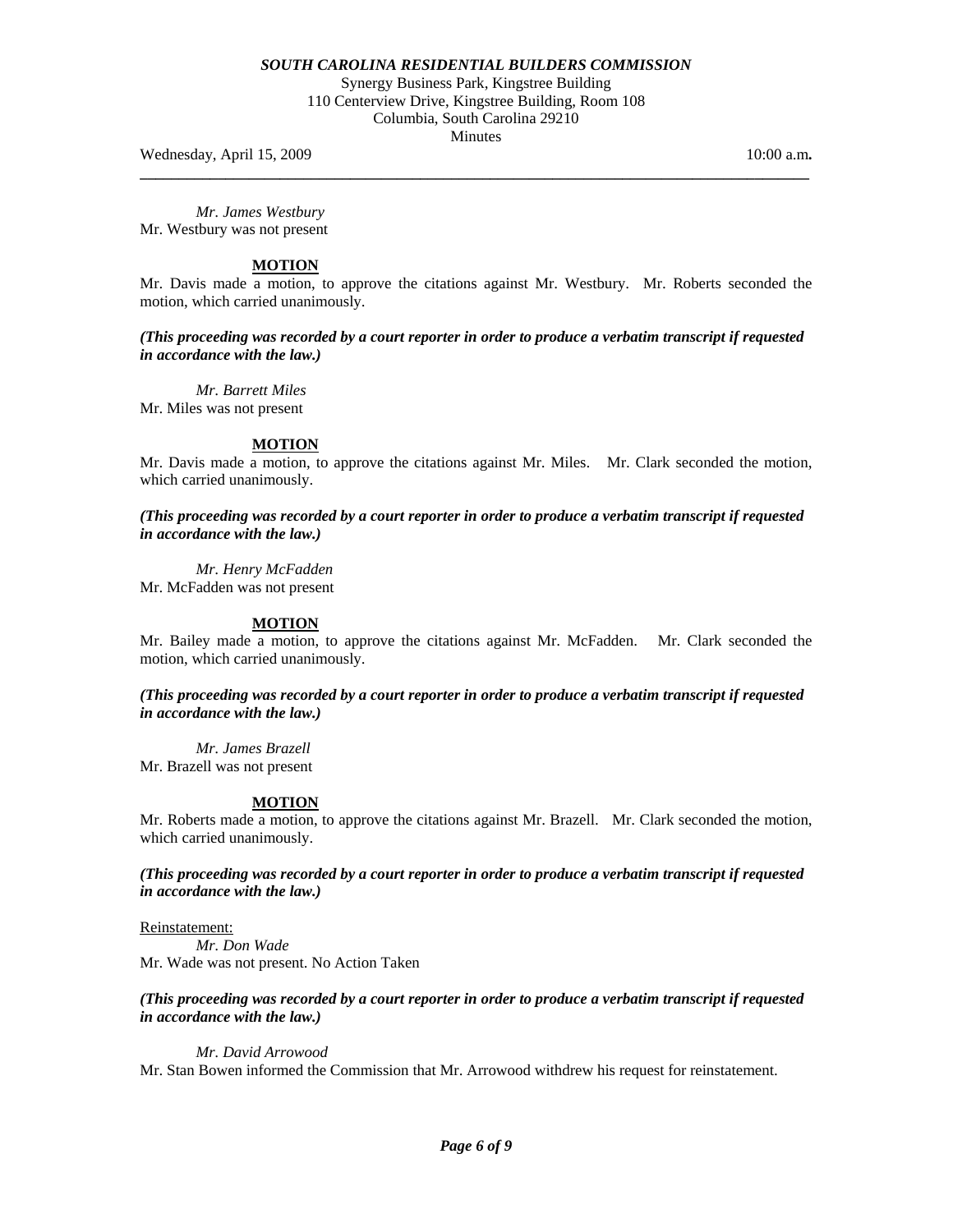*Mr. James Westbury*

Mr. Westbury was not present

**MOTION**

Mr. Davis made a motion, to approve the citations against Mr. Westbury. Mr. Roberts seconded the motion, which carried unanimously.

***(This proceeding was recorded by a court reporter in order to produce a verbatim transcript if requested in accordance with the law.)***

*Mr. Barrett Miles*

Mr. Miles was not present

**MOTION**

Mr. Davis made a motion, to approve the citations against Mr. Miles. Mr. Clark seconded the motion, which carried unanimously.

***(This proceeding was recorded by a court reporter in order to produce a verbatim transcript if requested in accordance with the law.)***

*Mr. Henry McFadden*

Mr. McFadden was not present

**MOTION**

Mr. Bailey made a motion, to approve the citations against Mr. McFadden. Mr. Clark seconded the motion, which carried unanimously.

***(This proceeding was recorded by a court reporter in order to produce a verbatim transcript if requested in accordance with the law.)***

*Mr. James Brazell*

Mr. Brazell was not present

**MOTION**

Mr. Roberts made a motion, to approve the citations against Mr. Brazell. Mr. Clark seconded the motion, which carried unanimously.

***(This proceeding was recorded by a court reporter in order to produce a verbatim transcript if requested in accordance with the law.)***

Reinstatement:

*Mr. Don Wade*

Mr. Wade was not present. No Action Taken

***(This proceeding was recorded by a court reporter in order to produce a verbatim transcript if requested in accordance with the law.)***

*Mr. David Arrowood*

Mr. Stan Bowen informed the Commission that Mr. Arrowood withdrew his request for reinstatement.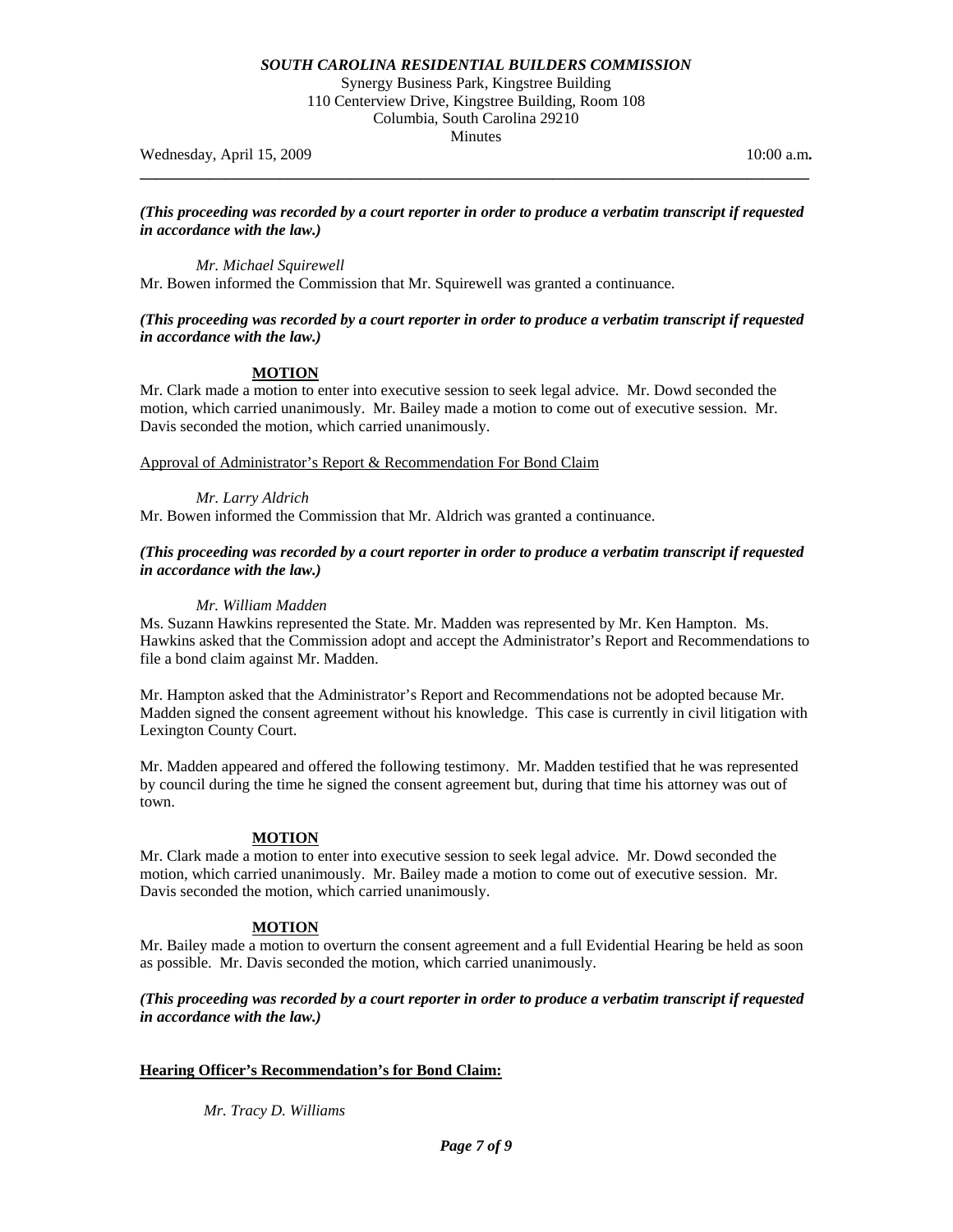*(This proceeding was recorded by a court reporter in order to produce a verbatim transcript if requested in accordance with the law.)*

*Mr. Michael Squirewell*

Mr. Bowen informed the Commission that Mr. Squirewell was granted a continuance.

***(This proceeding was recorded by a court reporter in order to produce a verbatim transcript if requested in accordance with the law.)***

**MOTION**

Mr. Clark made a motion to enter into executive session to seek legal advice. Mr. Dowd seconded the motion, which carried unanimously. Mr. Bailey made a motion to come out of executive session. Mr. Davis seconded the motion, which carried unanimously.

Approval of Administrator's Report & Recommendation For Bond Claim

*Mr. Larry Aldrich*

Mr. Bowen informed the Commission that Mr. Aldrich was granted a continuance.

***(This proceeding was recorded by a court reporter in order to produce a verbatim transcript if requested in accordance with the law.)***

*Mr. William Madden*

Ms. Suzann Hawkins represented the State. Mr. Madden was represented by Mr. Ken Hampton. Ms. Hawkins asked that the Commission adopt and accept the Administrator's Report and Recommendations to file a bond claim against Mr. Madden.

Mr. Hampton asked that the Administrator's Report and Recommendations not be adopted because Mr. Madden signed the consent agreement without his knowledge. This case is currently in civil litigation with Lexington County Court.

Mr. Madden appeared and offered the following testimony. Mr. Madden testified that he was represented by council during the time he signed the consent agreement but, during that time his attorney was out of town.

**MOTION**

Mr. Clark made a motion to enter into executive session to seek legal advice. Mr. Dowd seconded the motion, which carried unanimously. Mr. Bailey made a motion to come out of executive session. Mr. Davis seconded the motion, which carried unanimously.

**MOTION**

Mr. Bailey made a motion to overturn the consent agreement and a full Evidential Hearing be held as soon as possible. Mr. Davis seconded the motion, which carried unanimously.

***(This proceeding was recorded by a court reporter in order to produce a verbatim transcript if requested in accordance with the law.)***

**Hearing Officer's Recommendation's for Bond Claim:**

*Mr. Tracy D. Williams*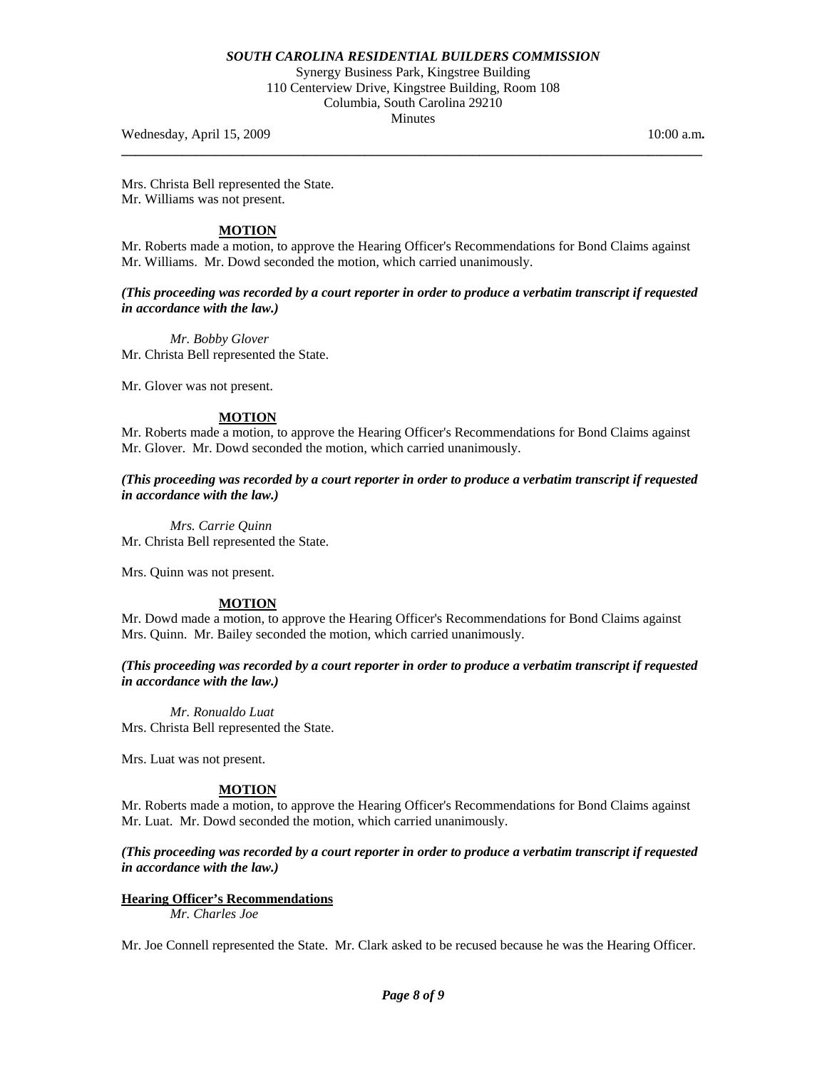Mrs. Christa Bell represented the State.
Mr. Williams was not present.

**MOTION**

Mr. Roberts made a motion, to approve the Hearing Officer's Recommendations for Bond Claims against Mr. Williams. Mr. Dowd seconded the motion, which carried unanimously.

***(This proceeding was recorded by a court reporter in order to produce a verbatim transcript if requested in accordance with the law.)***

*Mr. Bobby Glover*

Mr. Christa Bell represented the State.

Mr. Glover was not present.

**MOTION**

Mr. Roberts made a motion, to approve the Hearing Officer's Recommendations for Bond Claims against Mr. Glover. Mr. Dowd seconded the motion, which carried unanimously.

***(This proceeding was recorded by a court reporter in order to produce a verbatim transcript if requested in accordance with the law.)***

*Mrs. Carrie Quinn*

Mr. Christa Bell represented the State.

Mrs. Quinn was not present.

**MOTION**

Mr. Dowd made a motion, to approve the Hearing Officer's Recommendations for Bond Claims against Mrs. Quinn. Mr. Bailey seconded the motion, which carried unanimously.

***(This proceeding was recorded by a court reporter in order to produce a verbatim transcript if requested in accordance with the law.)***

*Mr. Ronualdo Luat*

Mrs. Christa Bell represented the State.

Mrs. Luat was not present.

**MOTION**

Mr. Roberts made a motion, to approve the Hearing Officer's Recommendations for Bond Claims against Mr. Luat. Mr. Dowd seconded the motion, which carried unanimously.

***(This proceeding was recorded by a court reporter in order to produce a verbatim transcript if requested in accordance with the law.)***

**Hearing Officer's Recommendations**

*Mr. Charles Joe*

Mr. Joe Connell represented the State. Mr. Clark asked to be recused because he was the Hearing Officer.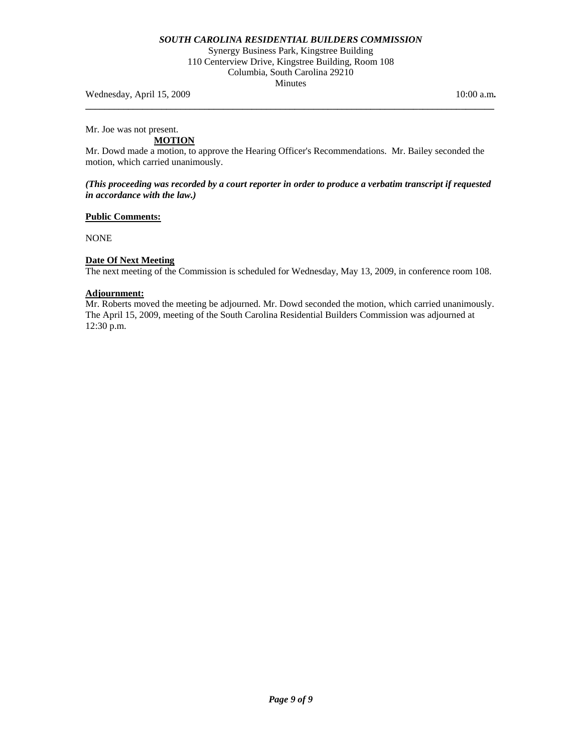Mr. Joe was not present.

**MOTION**

Mr. Dowd made a motion, to approve the Hearing Officer's Recommendations. Mr. Bailey seconded the motion, which carried unanimously.

***(This proceeding was recorded by a court reporter in order to produce a verbatim transcript if requested in accordance with the law.)***

**Public Comments:**

NONE

**Date Of Next Meeting**

The next meeting of the Commission is scheduled for Wednesday, May 13, 2009, in conference room 108.

**Adjournment:**

Mr. Roberts moved the meeting be adjourned. Mr. Dowd seconded the motion, which carried unanimously. The April 15, 2009, meeting of the South Carolina Residential Builders Commission was adjourned at 12:30 p.m.